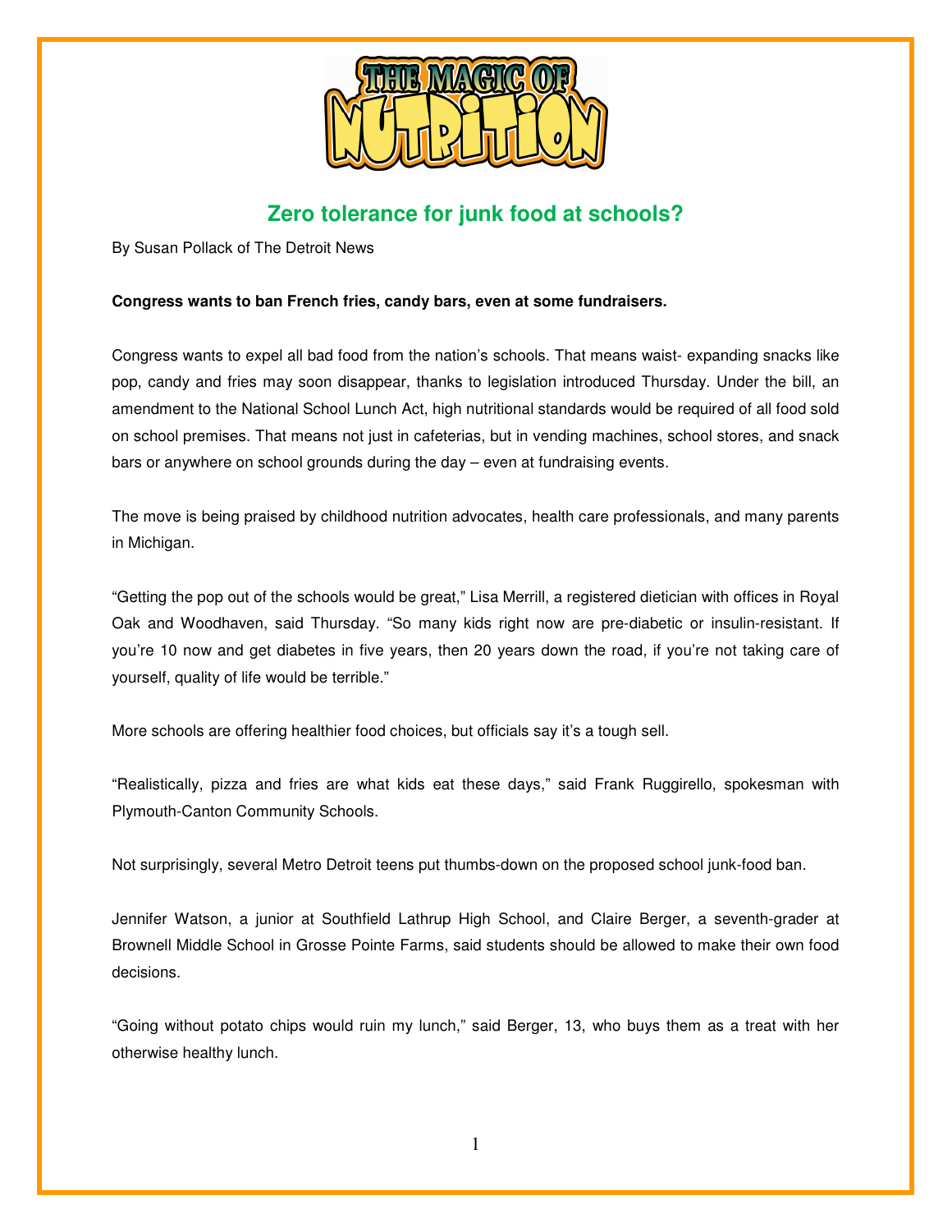# Zero tolerance for junk food at schools?

By Susan Pollack of The Detroit News

**Congress wants to ban French fries, candy bars, even at some fundraisers.**

Congress wants to expel all bad food from the nation's schools. That means waist- expanding snacks like pop, candy and fries may soon disappear, thanks to legislation introduced Thursday. Under the bill, an amendment to the National School Lunch Act, high nutritional standards would be required of all food sold on school premises. That means not just in cafeterias, but in vending machines, school stores, and snack bars or anywhere on school grounds during the day – even at fundraising events.

The move is being praised by childhood nutrition advocates, health care professionals, and many parents in Michigan.

"Getting the pop out of the schools would be great," Lisa Merrill, a registered dietician with offices in Royal Oak and Woodhaven, said Thursday. "So many kids right now are pre-diabetic or insulin-resistant. If you're 10 now and get diabetes in five years, then 20 years down the road, if you're not taking care of yourself, quality of life would be terrible."

More schools are offering healthier food choices, but officials say it's a tough sell.

"Realistically, pizza and fries are what kids eat these days," said Frank Ruggirello, spokesman with Plymouth-Canton Community Schools.

Not surprisingly, several Metro Detroit teens put thumbs-down on the proposed school junk-food ban.

Jennifer Watson, a junior at Southfield Lathrup High School, and Claire Berger, a seventh-grader at Brownell Middle School in Grosse Pointe Farms, said students should be allowed to make their own food decisions.

"Going without potato chips would ruin my lunch," said Berger, 13, who buys them as a treat with her otherwise healthy lunch.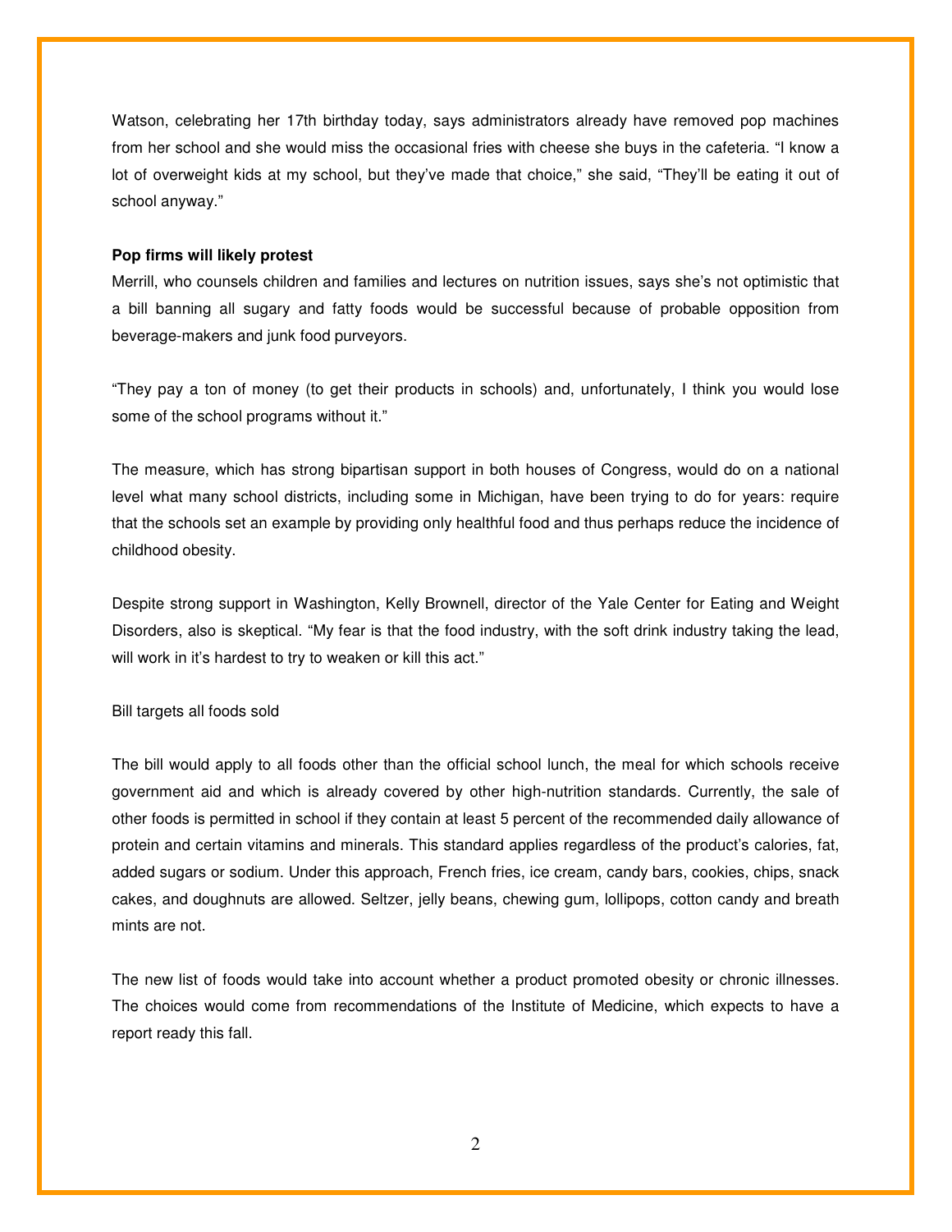Watson, celebrating her 17th birthday today, says administrators already have removed pop machines from her school and she would miss the occasional fries with cheese she buys in the cafeteria. “I know a lot of overweight kids at my school, but they’ve made that choice,” she said, “They’ll be eating it out of school anyway.”

**Pop firms will likely protest**

Merrill, who counsels children and families and lectures on nutrition issues, says she’s not optimistic that a bill banning all sugary and fatty foods would be successful because of probable opposition from beverage-makers and junk food purveyors.

“They pay a ton of money (to get their products in schools) and, unfortunately, I think you would lose some of the school programs without it.”

The measure, which has strong bipartisan support in both houses of Congress, would do on a national level what many school districts, including some in Michigan, have been trying to do for years: require that the schools set an example by providing only healthful food and thus perhaps reduce the incidence of childhood obesity.

Despite strong support in Washington, Kelly Brownell, director of the Yale Center for Eating and Weight Disorders, also is skeptical. “My fear is that the food industry, with the soft drink industry taking the lead, will work in it’s hardest to try to weaken or kill this act.”

Bill targets all foods sold

The bill would apply to all foods other than the official school lunch, the meal for which schools receive government aid and which is already covered by other high-nutrition standards. Currently, the sale of other foods is permitted in school if they contain at least 5 percent of the recommended daily allowance of protein and certain vitamins and minerals. This standard applies regardless of the product’s calories, fat, added sugars or sodium. Under this approach, French fries, ice cream, candy bars, cookies, chips, snack cakes, and doughnuts are allowed. Seltzer, jelly beans, chewing gum, lollipops, cotton candy and breath mints are not.

The new list of foods would take into account whether a product promoted obesity or chronic illnesses. The choices would come from recommendations of the Institute of Medicine, which expects to have a report ready this fall.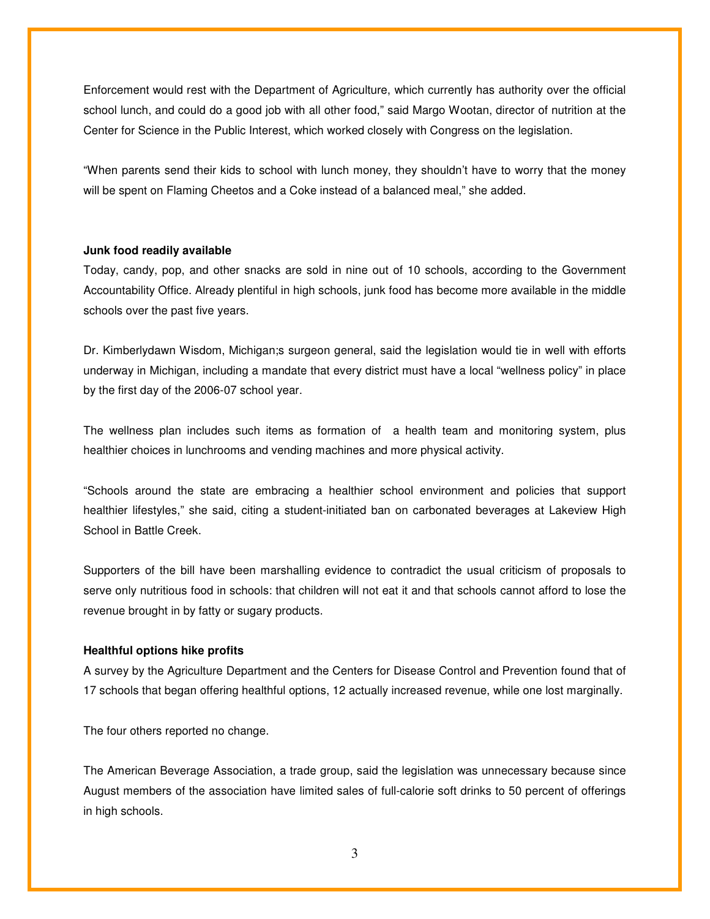Enforcement would rest with the Department of Agriculture, which currently has authority over the official school lunch, and could do a good job with all other food," said Margo Wootan, director of nutrition at the Center for Science in the Public Interest, which worked closely with Congress on the legislation.

"When parents send their kids to school with lunch money, they shouldn't have to worry that the money will be spent on Flaming Cheetos and a Coke instead of a balanced meal," she added.

**Junk food readily available**

Today, candy, pop, and other snacks are sold in nine out of 10 schools, according to the Government Accountability Office. Already plentiful in high schools, junk food has become more available in the middle schools over the past five years.

Dr. Kimberlydawn Wisdom, Michigan;s surgeon general, said the legislation would tie in well with efforts underway in Michigan, including a mandate that every district must have a local "wellness policy" in place by the first day of the 2006-07 school year.

The wellness plan includes such items as formation of a health team and monitoring system, plus healthier choices in lunchrooms and vending machines and more physical activity.

"Schools around the state are embracing a healthier school environment and policies that support healthier lifestyles," she said, citing a student-initiated ban on carbonated beverages at Lakeview High School in Battle Creek.

Supporters of the bill have been marshalling evidence to contradict the usual criticism of proposals to serve only nutritious food in schools: that children will not eat it and that schools cannot afford to lose the revenue brought in by fatty or sugary products.

**Healthful options hike profits**

A survey by the Agriculture Department and the Centers for Disease Control and Prevention found that of 17 schools that began offering healthful options, 12 actually increased revenue, while one lost marginally.

The four others reported no change.

The American Beverage Association, a trade group, said the legislation was unnecessary because since August members of the association have limited sales of full-calorie soft drinks to 50 percent of offerings in high schools.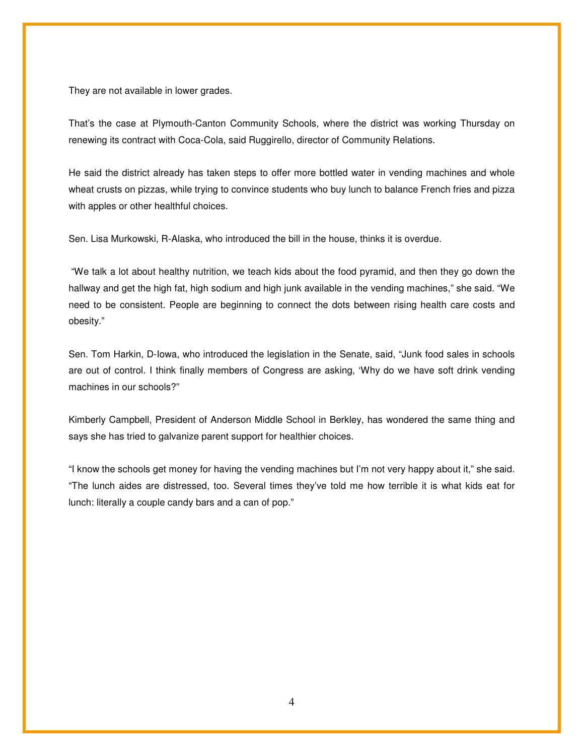They are not available in lower grades.

That's the case at Plymouth-Canton Community Schools, where the district was working Thursday on renewing its contract with Coca-Cola, said Ruggirello, director of Community Relations.

He said the district already has taken steps to offer more bottled water in vending machines and whole wheat crusts on pizzas, while trying to convince students who buy lunch to balance French fries and pizza with apples or other healthful choices.

Sen. Lisa Murkowski, R-Alaska, who introduced the bill in the house, thinks it is overdue.

"We talk a lot about healthy nutrition, we teach kids about the food pyramid, and then they go down the hallway and get the high fat, high sodium and high junk available in the vending machines," she said. "We need to be consistent. People are beginning to connect the dots between rising health care costs and obesity."

Sen. Tom Harkin, D-Iowa, who introduced the legislation in the Senate, said, "Junk food sales in schools are out of control. I think finally members of Congress are asking, 'Why do we have soft drink vending machines in our schools?"

Kimberly Campbell, President of Anderson Middle School in Berkley, has wondered the same thing and says she has tried to galvanize parent support for healthier choices.

"I know the schools get money for having the vending machines but I'm not very happy about it," she said. "The lunch aides are distressed, too. Several times they've told me how terrible it is what kids eat for lunch: literally a couple candy bars and a can of pop."